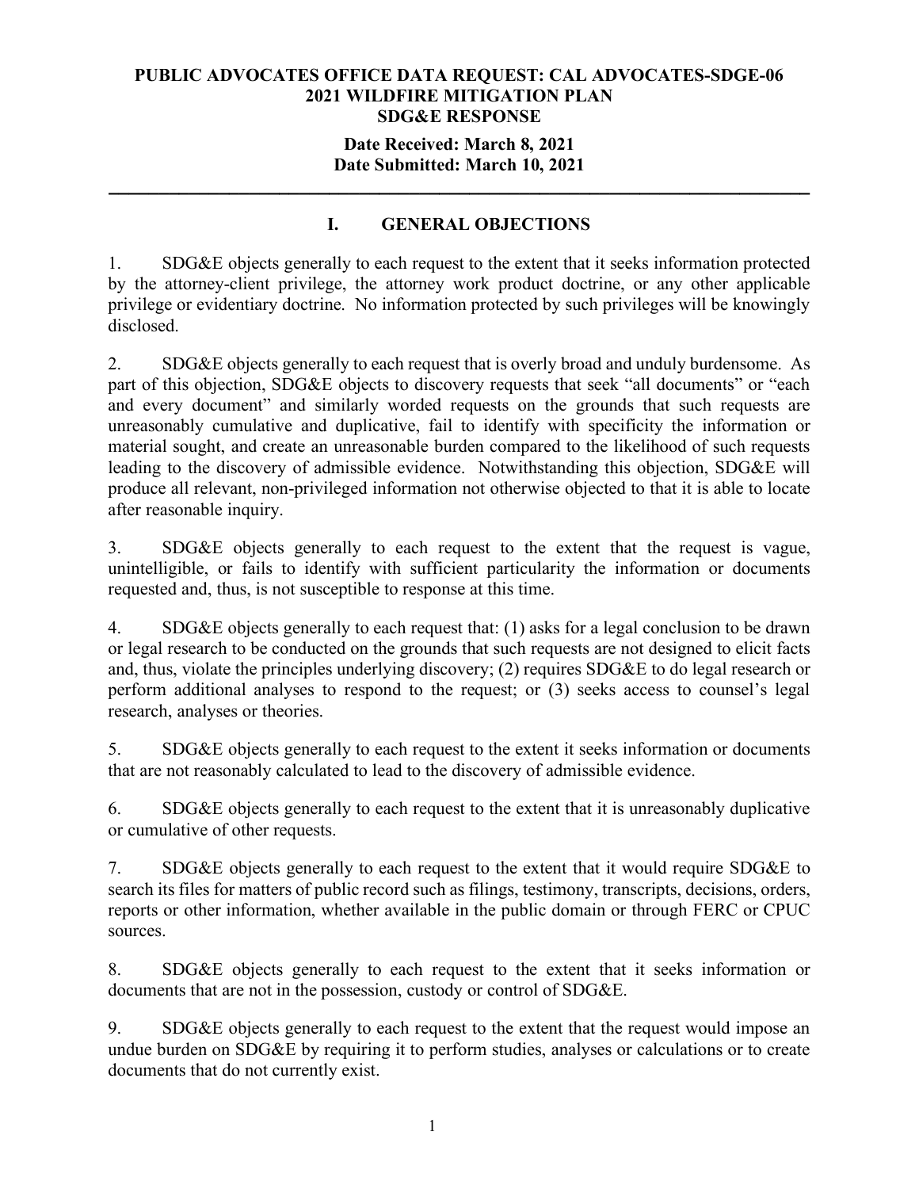**PUBLIC ADVOCATES OFFICE DATA REQUEST: CAL ADVOCATES-SDGE-06**
**2021 WILDFIRE MITIGATION PLAN**
**SDG&E RESPONSE**

**Date Received: March 8, 2021**
**Date Submitted: March 10, 2021**

---

## I. GENERAL OBJECTIONS

1. SDG&E objects generally to each request to the extent that it seeks information protected by the attorney-client privilege, the attorney work product doctrine, or any other applicable privilege or evidentiary doctrine. No information protected by such privileges will be knowingly disclosed.

2. SDG&E objects generally to each request that is overly broad and unduly burdensome. As part of this objection, SDG&E objects to discovery requests that seek "all documents" or "each and every document" and similarly worded requests on the grounds that such requests are unreasonably cumulative and duplicative, fail to identify with specificity the information or material sought, and create an unreasonable burden compared to the likelihood of such requests leading to the discovery of admissible evidence. Notwithstanding this objection, SDG&E will produce all relevant, non-privileged information not otherwise objected to that it is able to locate after reasonable inquiry.

3. SDG&E objects generally to each request to the extent that the request is vague, unintelligible, or fails to identify with sufficient particularity the information or documents requested and, thus, is not susceptible to response at this time.

4. SDG&E objects generally to each request that: (1) asks for a legal conclusion to be drawn or legal research to be conducted on the grounds that such requests are not designed to elicit facts and, thus, violate the principles underlying discovery; (2) requires SDG&E to do legal research or perform additional analyses to respond to the request; or (3) seeks access to counsel's legal research, analyses or theories.

5. SDG&E objects generally to each request to the extent it seeks information or documents that are not reasonably calculated to lead to the discovery of admissible evidence.

6. SDG&E objects generally to each request to the extent that it is unreasonably duplicative or cumulative of other requests.

7. SDG&E objects generally to each request to the extent that it would require SDG&E to search its files for matters of public record such as filings, testimony, transcripts, decisions, orders, reports or other information, whether available in the public domain or through FERC or CPUC sources.

8. SDG&E objects generally to each request to the extent that it seeks information or documents that are not in the possession, custody or control of SDG&E.

9. SDG&E objects generally to each request to the extent that the request would impose an undue burden on SDG&E by requiring it to perform studies, analyses or calculations or to create documents that do not currently exist.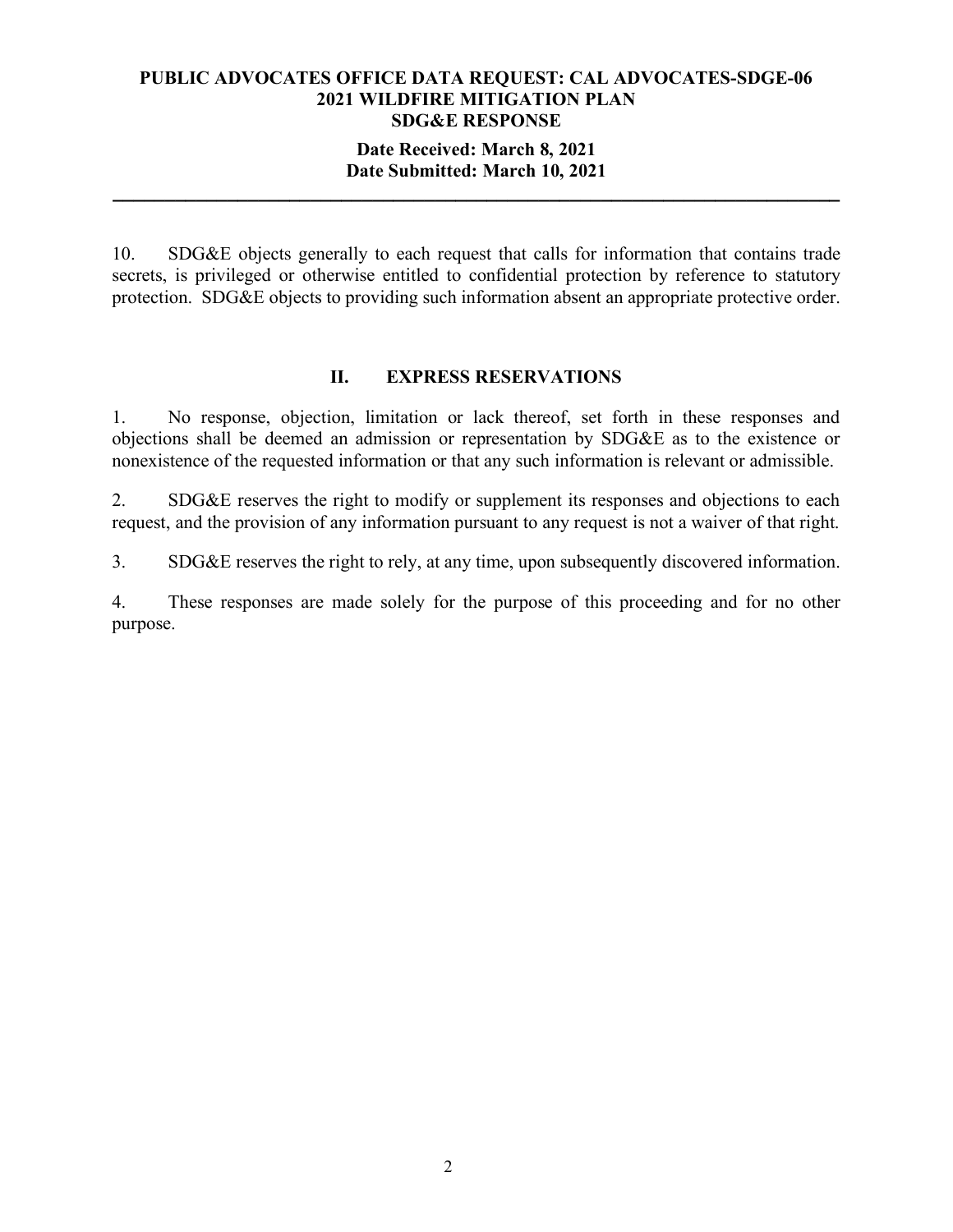10. SDG&E objects generally to each request that calls for information that contains trade secrets, is privileged or otherwise entitled to confidential protection by reference to statutory protection. SDG&E objects to providing such information absent an appropriate protective order.

## II. EXPRESS RESERVATIONS

1. No response, objection, limitation or lack thereof, set forth in these responses and objections shall be deemed an admission or representation by SDG&E as to the existence or nonexistence of the requested information or that any such information is relevant or admissible.

2. SDG&E reserves the right to modify or supplement its responses and objections to each request, and the provision of any information pursuant to any request is not a waiver of that right.

3. SDG&E reserves the right to rely, at any time, upon subsequently discovered information.

4. These responses are made solely for the purpose of this proceeding and for no other purpose.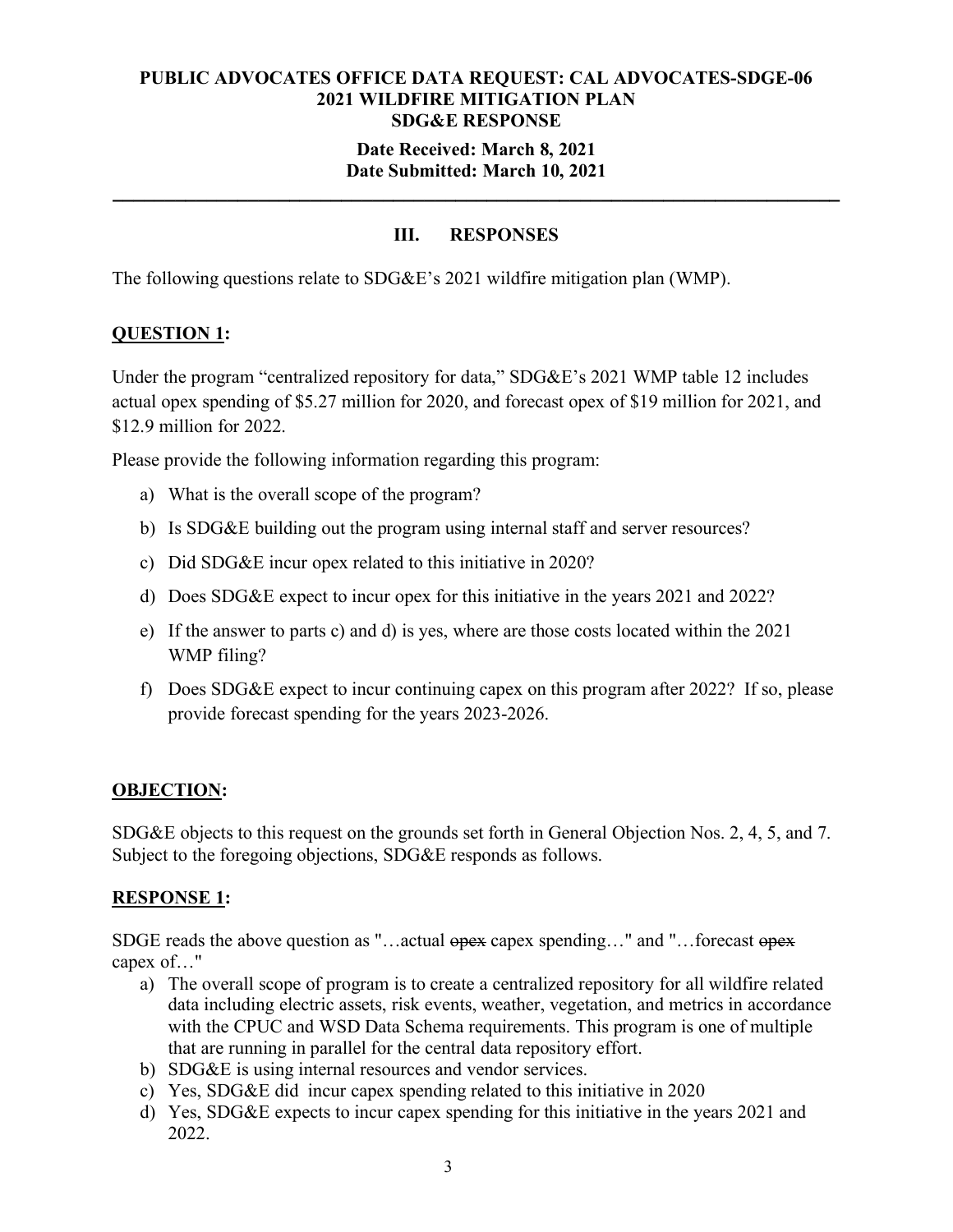**PUBLIC ADVOCATES OFFICE DATA REQUEST: CAL ADVOCATES-SDGE-06**
**2021 WILDFIRE MITIGATION PLAN**
**SDG&E RESPONSE**

**Date Received: March 8, 2021**
**Date Submitted: March 10, 2021**

---

## III. RESPONSES

The following questions relate to SDG&E's 2021 wildfire mitigation plan (WMP).

### QUESTION 1:

Under the program "centralized repository for data," SDG&E's 2021 WMP table 12 includes actual opex spending of $5.27 million for 2020, and forecast opex of $19 million for 2021, and $12.9 million for 2022.

Please provide the following information regarding this program:

a) What is the overall scope of the program?

b) Is SDG&E building out the program using internal staff and server resources?

c) Did SDG&E incur opex related to this initiative in 2020?

d) Does SDG&E expect to incur opex for this initiative in the years 2021 and 2022?

e) If the answer to parts c) and d) is yes, where are those costs located within the 2021 WMP filing?

f) Does SDG&E expect to incur continuing capex on this program after 2022? If so, please provide forecast spending for the years 2023-2026.

### OBJECTION:

SDG&E objects to this request on the grounds set forth in General Objection Nos. 2, 4, 5, and 7. Subject to the foregoing objections, SDG&E responds as follows.

### RESPONSE 1:

SDGE reads the above question as "…actual ~~opex~~ capex spending…" and "…forecast ~~opex~~ capex of…"

a) The overall scope of program is to create a centralized repository for all wildfire related data including electric assets, risk events, weather, vegetation, and metrics in accordance with the CPUC and WSD Data Schema requirements. This program is one of multiple that are running in parallel for the central data repository effort.
b) SDG&E is using internal resources and vendor services.
c) Yes, SDG&E did incur capex spending related to this initiative in 2020
d) Yes, SDG&E expects to incur capex spending for this initiative in the years 2021 and 2022.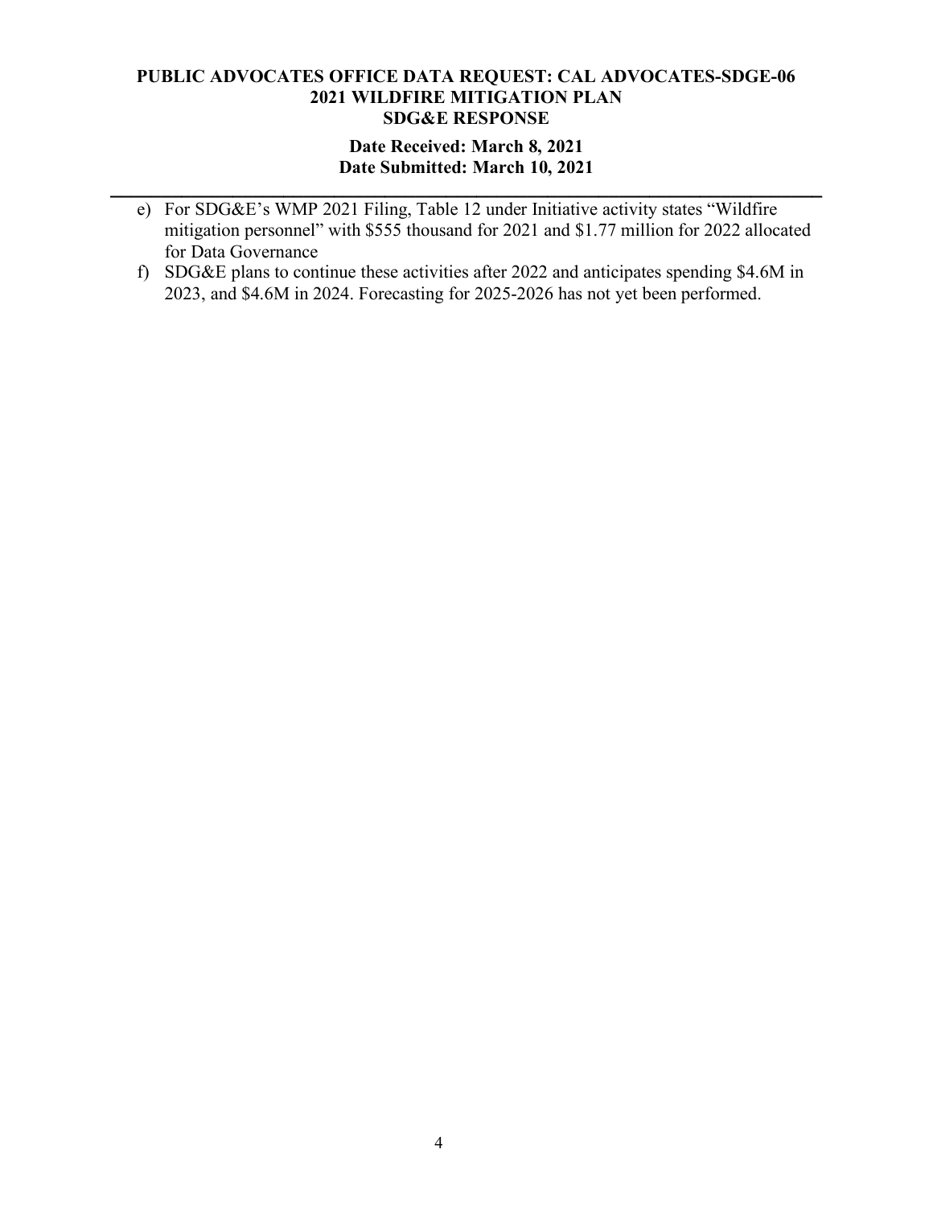e) For SDG&E's WMP 2021 Filing, Table 12 under Initiative activity states "Wildfire mitigation personnel" with $555 thousand for 2021 and $1.77 million for 2022 allocated for Data Governance

f) SDG&E plans to continue these activities after 2022 and anticipates spending $4.6M in 2023, and $4.6M in 2024. Forecasting for 2025-2026 has not yet been performed.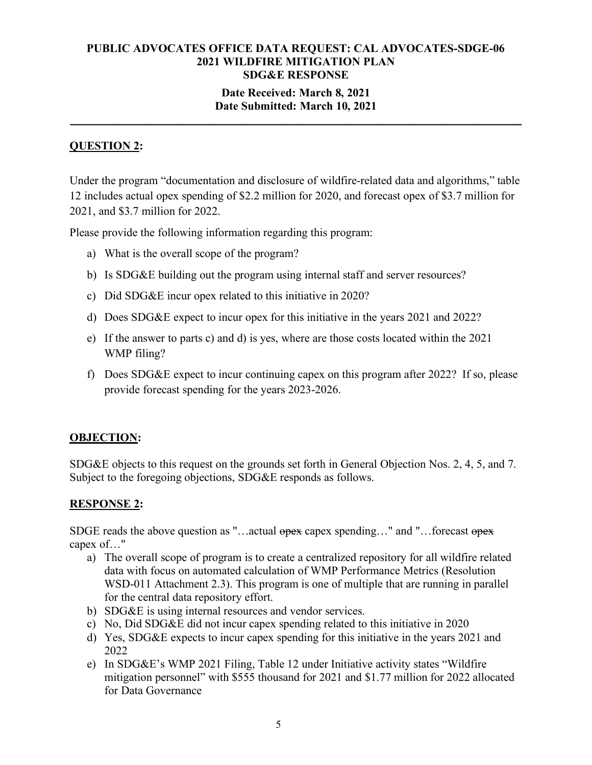**PUBLIC ADVOCATES OFFICE DATA REQUEST: CAL ADVOCATES-SDGE-06**
**2021 WILDFIRE MITIGATION PLAN**
**SDG&E RESPONSE**

**Date Received: March 8, 2021**
**Date Submitted: March 10, 2021**

---

**QUESTION 2:**

Under the program "documentation and disclosure of wildfire-related data and algorithms," table 12 includes actual opex spending of $2.2 million for 2020, and forecast opex of $3.7 million for 2021, and $3.7 million for 2022.

Please provide the following information regarding this program:

a) What is the overall scope of the program?
b) Is SDG&E building out the program using internal staff and server resources?
c) Did SDG&E incur opex related to this initiative in 2020?
d) Does SDG&E expect to incur opex for this initiative in the years 2021 and 2022?
e) If the answer to parts c) and d) is yes, where are those costs located within the 2021 WMP filing?
f) Does SDG&E expect to incur continuing capex on this program after 2022? If so, please provide forecast spending for the years 2023-2026.

**OBJECTION:**

SDG&E objects to this request on the grounds set forth in General Objection Nos. 2, 4, 5, and 7. Subject to the foregoing objections, SDG&E responds as follows.

**RESPONSE 2:**

SDGE reads the above question as "…actual ~~opex~~ capex spending…" and "…forecast ~~opex~~ capex of…"

a) The overall scope of program is to create a centralized repository for all wildfire related data with focus on automated calculation of WMP Performance Metrics (Resolution WSD-011 Attachment 2.3). This program is one of multiple that are running in parallel for the central data repository effort.
b) SDG&E is using internal resources and vendor services.
c) No, Did SDG&E did not incur capex spending related to this initiative in 2020
d) Yes, SDG&E expects to incur capex spending for this initiative in the years 2021 and 2022
e) In SDG&E's WMP 2021 Filing, Table 12 under Initiative activity states "Wildfire mitigation personnel" with $555 thousand for 2021 and $1.77 million for 2022 allocated for Data Governance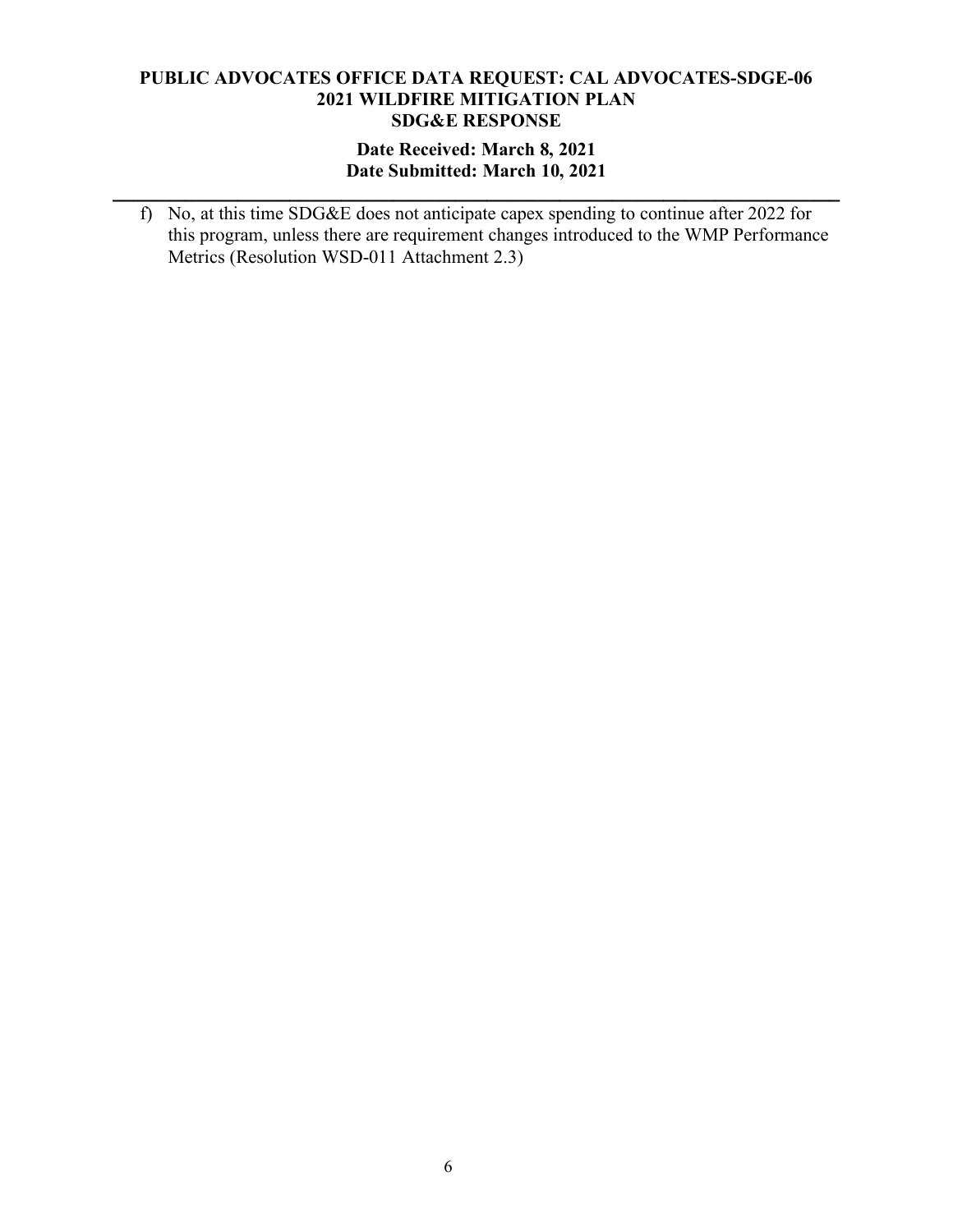f) No, at this time SDG&E does not anticipate capex spending to continue after 2022 for this program, unless there are requirement changes introduced to the WMP Performance Metrics (Resolution WSD-011 Attachment 2.3)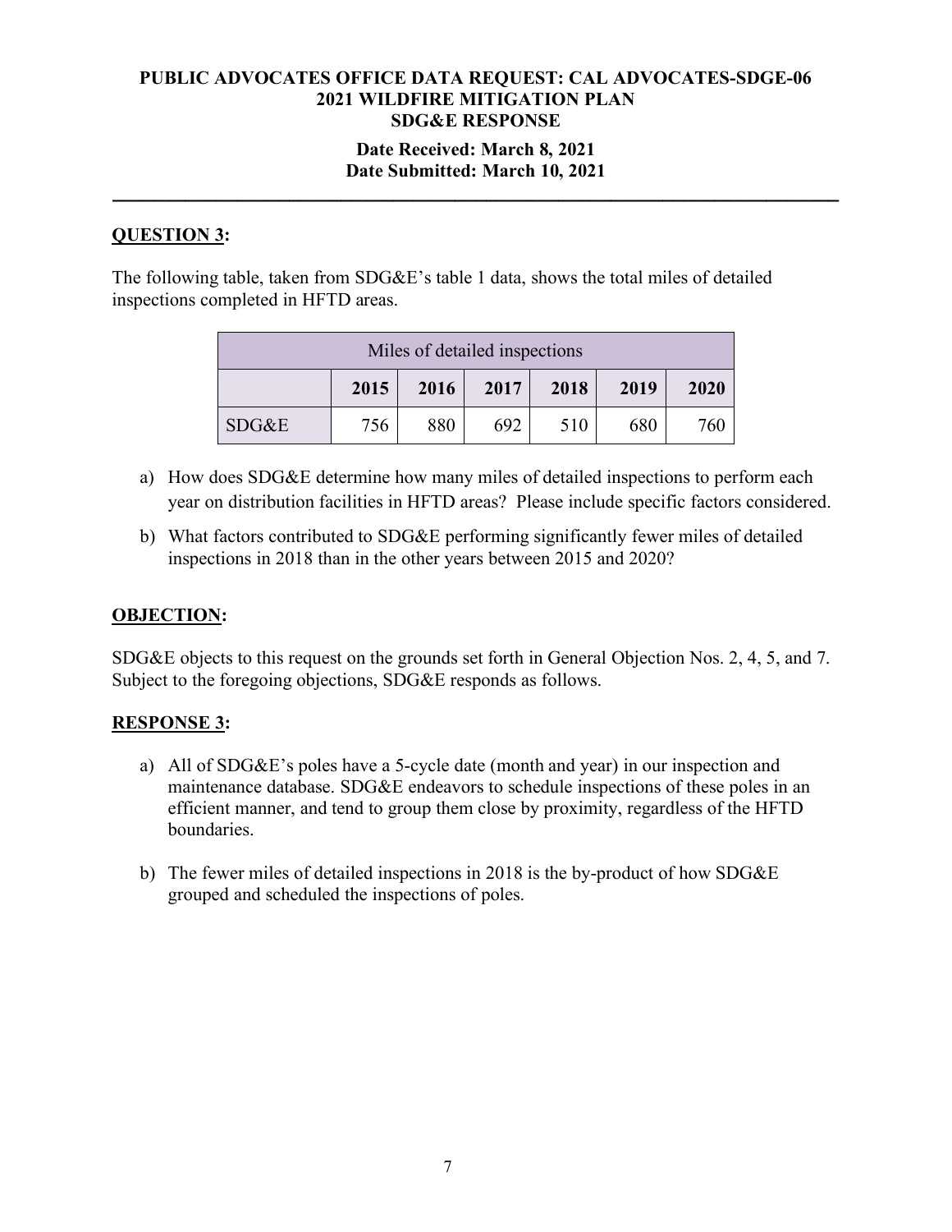**PUBLIC ADVOCATES OFFICE DATA REQUEST: CAL ADVOCATES-SDGE-06**
**2021 WILDFIRE MITIGATION PLAN**
**SDG&E RESPONSE**

**Date Received: March 8, 2021**
**Date Submitted: March 10, 2021**

---

## QUESTION 3:

The following table, taken from SDG&E's table 1 data, shows the total miles of detailed inspections completed in HFTD areas.

| Miles of detailed inspections | | | | | | |
|---|---|---|---|---|---|---|
| | **2015** | **2016** | **2017** | **2018** | **2019** | **2020** |
| SDG&E | 756 | 880 | 692 | 510 | 680 | 760 |

a) How does SDG&E determine how many miles of detailed inspections to perform each year on distribution facilities in HFTD areas? Please include specific factors considered.

b) What factors contributed to SDG&E performing significantly fewer miles of detailed inspections in 2018 than in the other years between 2015 and 2020?

## OBJECTION:

SDG&E objects to this request on the grounds set forth in General Objection Nos. 2, 4, 5, and 7. Subject to the foregoing objections, SDG&E responds as follows.

## RESPONSE 3:

a) All of SDG&E's poles have a 5-cycle date (month and year) in our inspection and maintenance database. SDG&E endeavors to schedule inspections of these poles in an efficient manner, and tend to group them close by proximity, regardless of the HFTD boundaries.

b) The fewer miles of detailed inspections in 2018 is the by-product of how SDG&E grouped and scheduled the inspections of poles.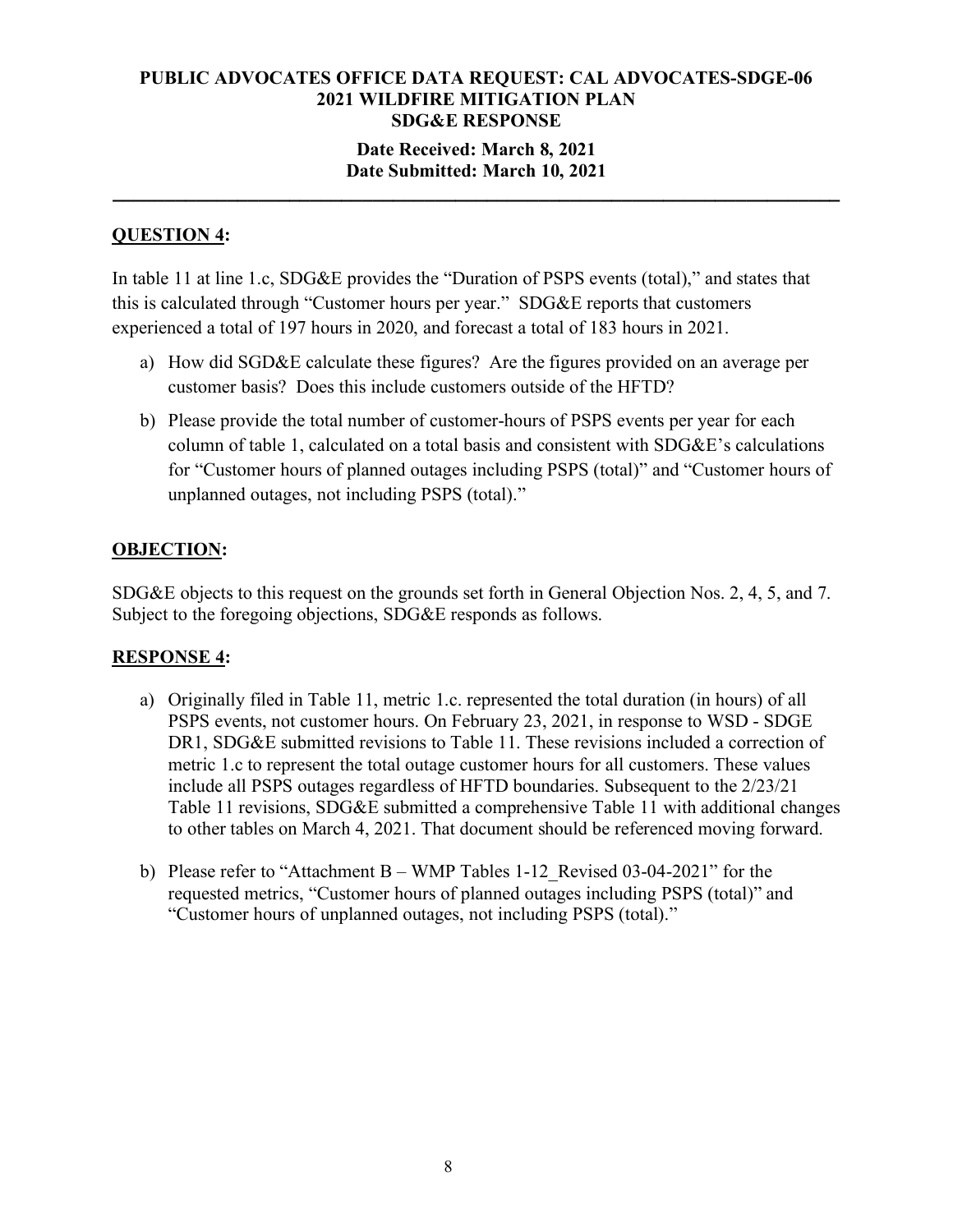**PUBLIC ADVOCATES OFFICE DATA REQUEST: CAL ADVOCATES-SDGE-06**
**2021 WILDFIRE MITIGATION PLAN**
**SDG&E RESPONSE**

**Date Received: March 8, 2021**
**Date Submitted: March 10, 2021**

---

## QUESTION 4:

In table 11 at line 1.c, SDG&E provides the "Duration of PSPS events (total)," and states that this is calculated through "Customer hours per year." SDG&E reports that customers experienced a total of 197 hours in 2020, and forecast a total of 183 hours in 2021.

a) How did SGD&E calculate these figures? Are the figures provided on an average per customer basis? Does this include customers outside of the HFTD?

b) Please provide the total number of customer-hours of PSPS events per year for each column of table 1, calculated on a total basis and consistent with SDG&E's calculations for "Customer hours of planned outages including PSPS (total)" and "Customer hours of unplanned outages, not including PSPS (total)."

## OBJECTION:

SDG&E objects to this request on the grounds set forth in General Objection Nos. 2, 4, 5, and 7. Subject to the foregoing objections, SDG&E responds as follows.

## RESPONSE 4:

a) Originally filed in Table 11, metric 1.c. represented the total duration (in hours) of all PSPS events, not customer hours. On February 23, 2021, in response to WSD - SDGE DR1, SDG&E submitted revisions to Table 11. These revisions included a correction of metric 1.c to represent the total outage customer hours for all customers. These values include all PSPS outages regardless of HFTD boundaries. Subsequent to the 2/23/21 Table 11 revisions, SDG&E submitted a comprehensive Table 11 with additional changes to other tables on March 4, 2021. That document should be referenced moving forward.

b) Please refer to "Attachment B – WMP Tables 1-12_Revised 03-04-2021" for the requested metrics, "Customer hours of planned outages including PSPS (total)" and "Customer hours of unplanned outages, not including PSPS (total)."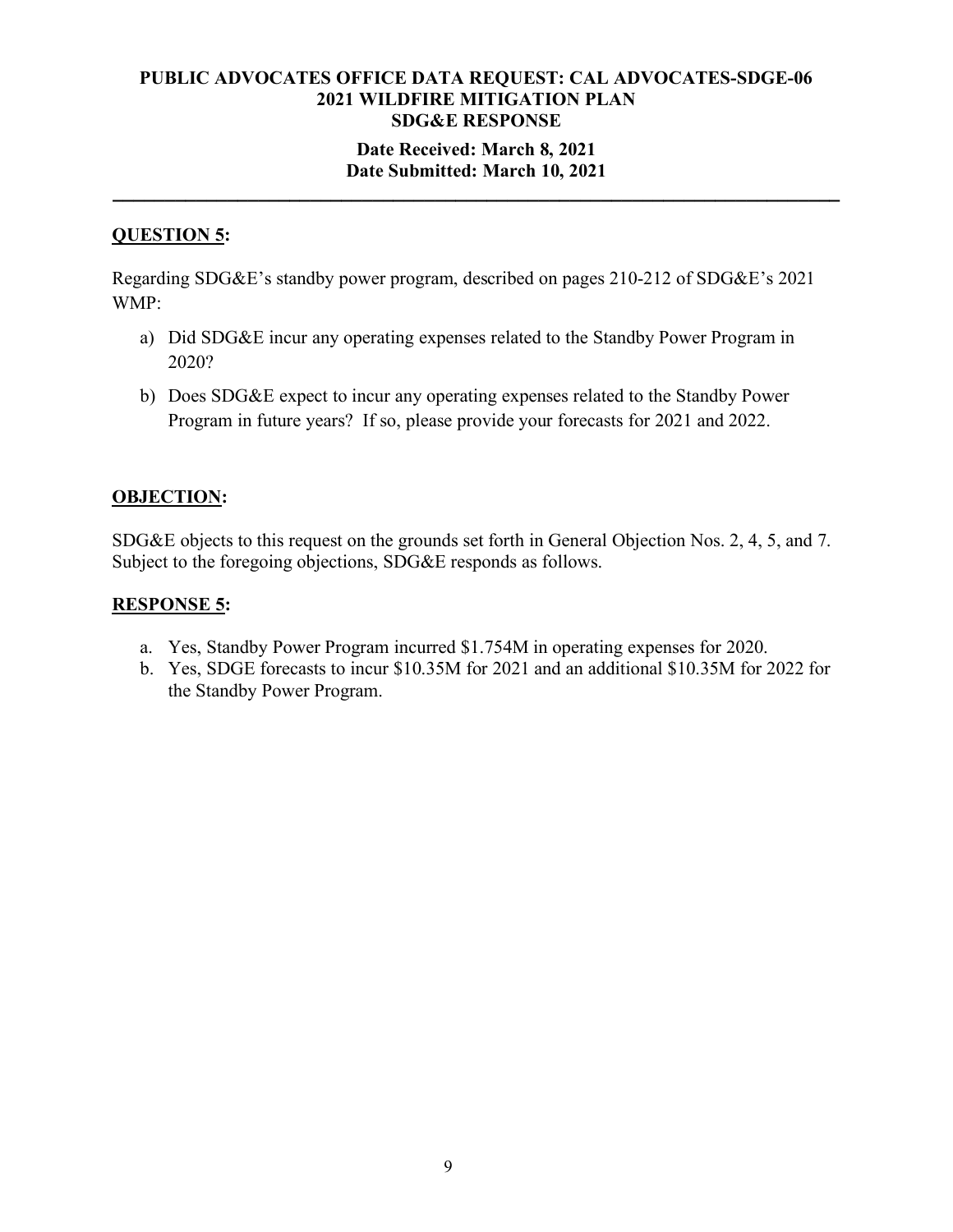**PUBLIC ADVOCATES OFFICE DATA REQUEST: CAL ADVOCATES-SDGE-06**
**2021 WILDFIRE MITIGATION PLAN**
**SDG&E RESPONSE**

**Date Received: March 8, 2021**
**Date Submitted: March 10, 2021**

---

## **QUESTION 5:**

Regarding SDG&E's standby power program, described on pages 210-212 of SDG&E's 2021 WMP:

a) Did SDG&E incur any operating expenses related to the Standby Power Program in 2020?

b) Does SDG&E expect to incur any operating expenses related to the Standby Power Program in future years? If so, please provide your forecasts for 2021 and 2022.

## **OBJECTION:**

SDG&E objects to this request on the grounds set forth in General Objection Nos. 2, 4, 5, and 7. Subject to the foregoing objections, SDG&E responds as follows.

## **RESPONSE 5:**

a. Yes, Standby Power Program incurred $1.754M in operating expenses for 2020.

b. Yes, SDGE forecasts to incur $10.35M for 2021 and an additional $10.35M for 2022 for the Standby Power Program.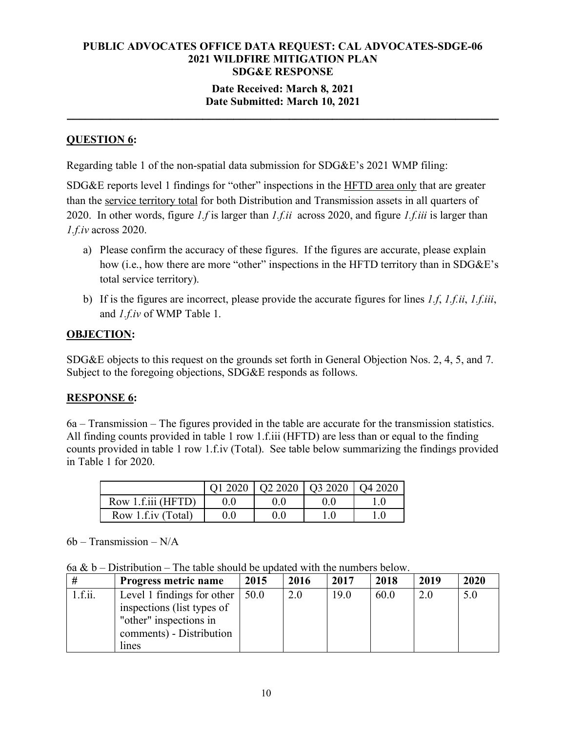**PUBLIC ADVOCATES OFFICE DATA REQUEST: CAL ADVOCATES-SDGE-06**
**2021 WILDFIRE MITIGATION PLAN**
**SDG&E RESPONSE**

**Date Received: March 8, 2021**
**Date Submitted: March 10, 2021**

---

## QUESTION 6:

Regarding table 1 of the non-spatial data submission for SDG&E's 2021 WMP filing:

SDG&E reports level 1 findings for "other" inspections in the HFTD area only that are greater than the service territory total for both Distribution and Transmission assets in all quarters of 2020. In other words, figure *1.f* is larger than *1.f.ii* across 2020, and figure *1.f.iii* is larger than *1.f.iv* across 2020.

a) Please confirm the accuracy of these figures. If the figures are accurate, please explain how (i.e., how there are more "other" inspections in the HFTD territory than in SDG&E's total service territory).

b) If is the figures are incorrect, please provide the accurate figures for lines *1.f*, *1.f.ii*, *1.f.iii*, and *1.f.iv* of WMP Table 1.

## OBJECTION:

SDG&E objects to this request on the grounds set forth in General Objection Nos. 2, 4, 5, and 7. Subject to the foregoing objections, SDG&E responds as follows.

## RESPONSE 6:

6a – Transmission – The figures provided in the table are accurate for the transmission statistics. All finding counts provided in table 1 row 1.f.iii (HFTD) are less than or equal to the finding counts provided in table 1 row 1.f.iv (Total). See table below summarizing the findings provided in Table 1 for 2020.

| | Q1 2020 | Q2 2020 | Q3 2020 | Q4 2020 |
|---|---|---|---|---|
| Row 1.f.iii (HFTD) | 0.0 | 0.0 | 0.0 | 1.0 |
| Row 1.f.iv (Total) | 0.0 | 0.0 | 1.0 | 1.0 |

6b – Transmission – N/A

6a & b – Distribution – The table should be updated with the numbers below.

| # | Progress metric name | 2015 | 2016 | 2017 | 2018 | 2019 | 2020 |
|---|---|---|---|---|---|---|---|
| 1.f.ii. | Level 1 findings for other inspections (list types of "other" inspections in comments) - Distribution lines | 50.0 | 2.0 | 19.0 | 60.0 | 2.0 | 5.0 |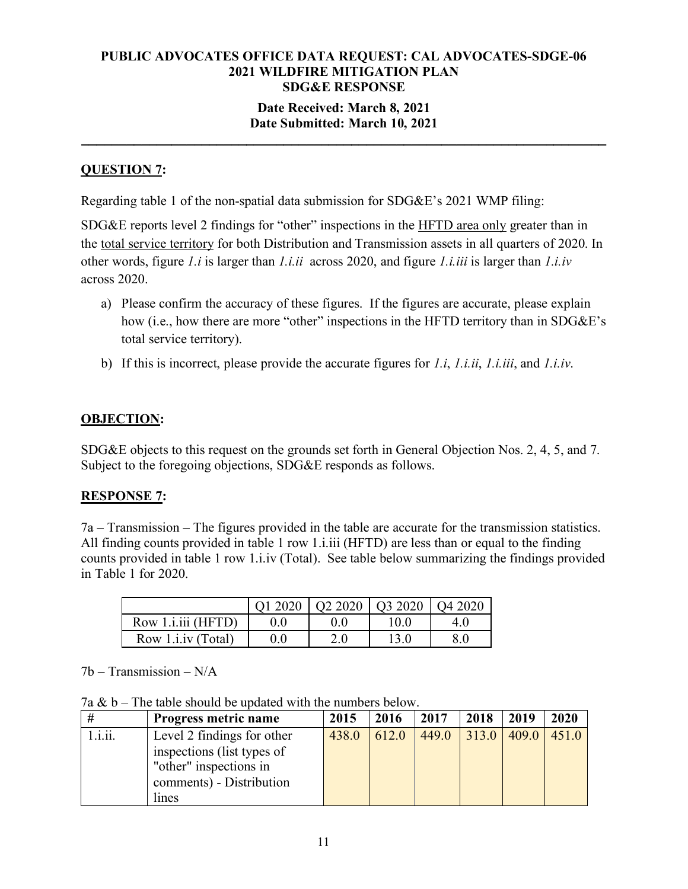**PUBLIC ADVOCATES OFFICE DATA REQUEST: CAL ADVOCATES-SDGE-06**
**2021 WILDFIRE MITIGATION PLAN**
**SDG&E RESPONSE**

**Date Received: March 8, 2021**
**Date Submitted: March 10, 2021**

---

## QUESTION 7:

Regarding table 1 of the non-spatial data submission for SDG&E's 2021 WMP filing:

SDG&E reports level 2 findings for "other" inspections in the HFTD area only greater than in the total service territory for both Distribution and Transmission assets in all quarters of 2020. In other words, figure *1.i* is larger than *1.i.ii* across 2020, and figure *1.i.iii* is larger than *1.i.iv* across 2020.

a) Please confirm the accuracy of these figures. If the figures are accurate, please explain how (i.e., how there are more "other" inspections in the HFTD territory than in SDG&E's total service territory).

b) If this is incorrect, please provide the accurate figures for *1.i*, *1.i.ii*, *1.i.iii*, and *1.i.iv*.

## OBJECTION:

SDG&E objects to this request on the grounds set forth in General Objection Nos. 2, 4, 5, and 7. Subject to the foregoing objections, SDG&E responds as follows.

## RESPONSE 7:

7a – Transmission – The figures provided in the table are accurate for the transmission statistics. All finding counts provided in table 1 row 1.i.iii (HFTD) are less than or equal to the finding counts provided in table 1 row 1.i.iv (Total). See table below summarizing the findings provided in Table 1 for 2020.

| | Q1 2020 | Q2 2020 | Q3 2020 | Q4 2020 |
|---|---|---|---|---|
| Row 1.i.iii (HFTD) | 0.0 | 0.0 | 10.0 | 4.0 |
| Row 1.i.iv (Total) | 0.0 | 2.0 | 13.0 | 8.0 |

7b – Transmission – N/A

7a & b – The table should be updated with the numbers below.

| # | Progress metric name | 2015 | 2016 | 2017 | 2018 | 2019 | 2020 |
|---|---|---|---|---|---|---|---|
| 1.i.ii. | Level 2 findings for other inspections (list types of "other" inspections in comments) - Distribution lines | 438.0 | 612.0 | 449.0 | 313.0 | 409.0 | 451.0 |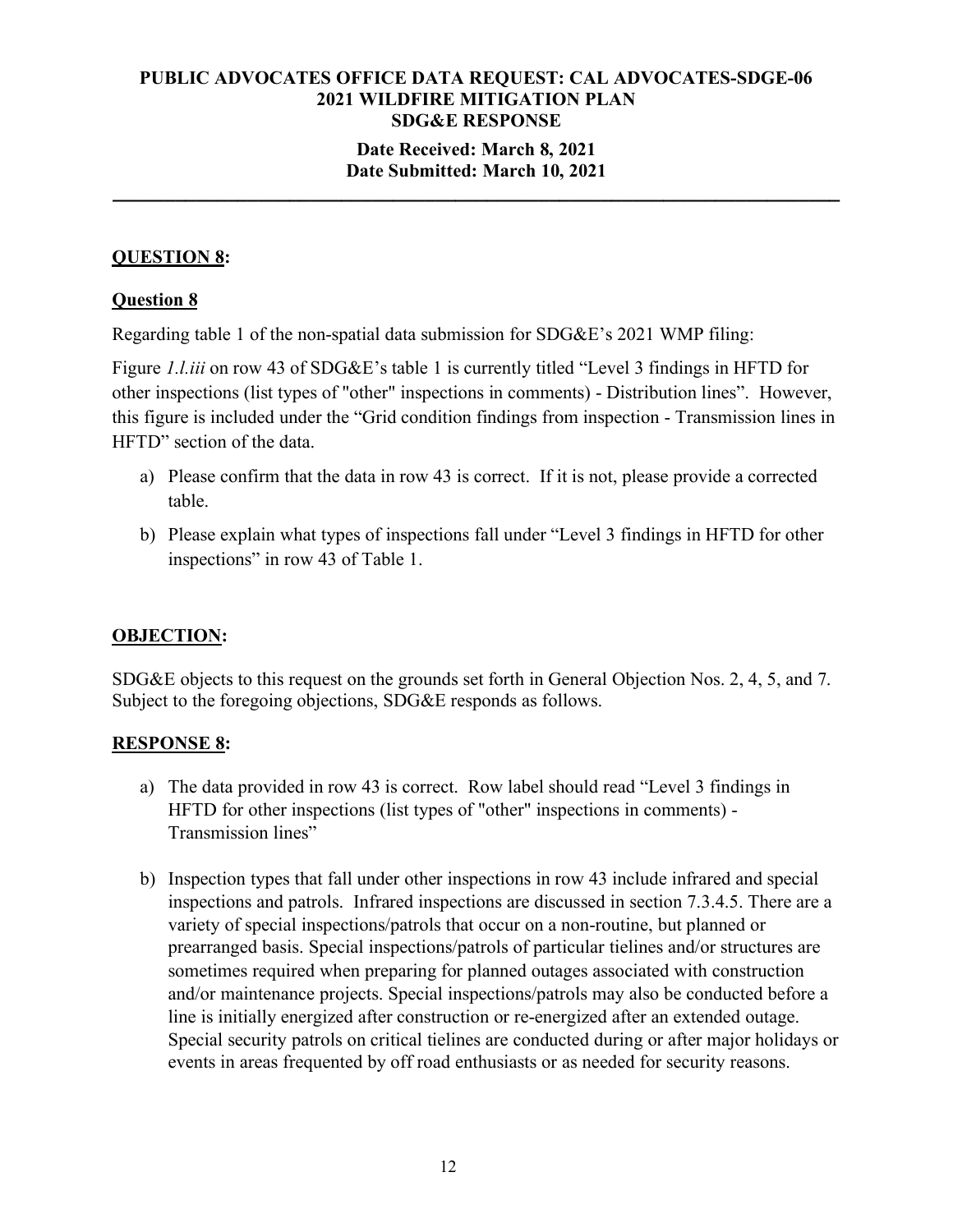**PUBLIC ADVOCATES OFFICE DATA REQUEST: CAL ADVOCATES-SDGE-06**
**2021 WILDFIRE MITIGATION PLAN**
**SDG&E RESPONSE**

**Date Received: March 8, 2021**
**Date Submitted: March 10, 2021**

---

## QUESTION 8:

### Question 8

Regarding table 1 of the non-spatial data submission for SDG&E's 2021 WMP filing:

Figure *1.l.iii* on row 43 of SDG&E's table 1 is currently titled "Level 3 findings in HFTD for other inspections (list types of "other" inspections in comments) - Distribution lines". However, this figure is included under the "Grid condition findings from inspection - Transmission lines in HFTD" section of the data.

a) Please confirm that the data in row 43 is correct. If it is not, please provide a corrected table.

b) Please explain what types of inspections fall under "Level 3 findings in HFTD for other inspections" in row 43 of Table 1.

## OBJECTION:

SDG&E objects to this request on the grounds set forth in General Objection Nos. 2, 4, 5, and 7. Subject to the foregoing objections, SDG&E responds as follows.

## RESPONSE 8:

a) The data provided in row 43 is correct. Row label should read "Level 3 findings in HFTD for other inspections (list types of "other" inspections in comments) - Transmission lines"

b) Inspection types that fall under other inspections in row 43 include infrared and special inspections and patrols. Infrared inspections are discussed in section 7.3.4.5. There a variety of special inspections/patrols that occur on a non-routine, but planned or prearranged basis. Special inspections/patrols of particular tielines and/or structures are sometimes required when preparing for planned outages associated with construction and/or maintenance projects. Special inspections/patrols may also be conducted before a line is initially energized after construction or re-energized after an extended outage. Special security patrols on critical tielines are conducted during or after major holidays or events in areas frequented by off road enthusiasts or as needed for security reasons.